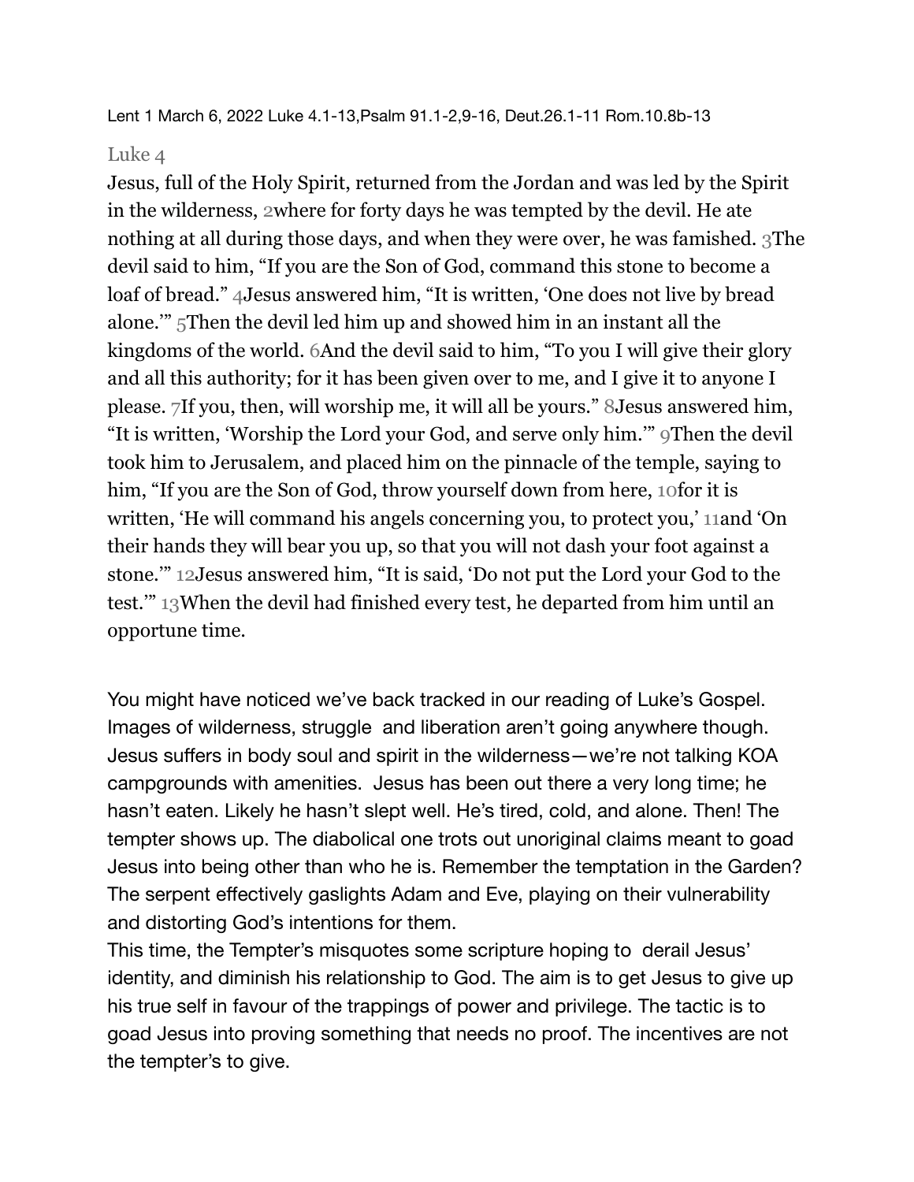Lent 1 March 6, 2022 Luke 4.1-13,Psalm 91.1-2,9-16, Deut.26.1-11 Rom.10.8b-13

Luke 4

Jesus, full of the Holy Spirit, returned from the Jordan and was led by the Spirit in the wilderness, 2where for forty days he was tempted by the devil. He ate nothing at all during those days, and when they were over, he was famished. 3The devil said to him, "If you are the Son of God, command this stone to become a loaf of bread." 4Jesus answered him, "It is written, 'One does not live by bread alone.'" 5Then the devil led him up and showed him in an instant all the kingdoms of the world. 6And the devil said to him, "To you I will give their glory and all this authority; for it has been given over to me, and I give it to anyone I please. 7If you, then, will worship me, it will all be yours." 8Jesus answered him, "It is written, 'Worship the Lord your God, and serve only him.'" 9Then the devil took him to Jerusalem, and placed him on the pinnacle of the temple, saying to him, "If you are the Son of God, throw yourself down from here, 10for it is written, 'He will command his angels concerning you, to protect you,' 11and 'On their hands they will bear you up, so that you will not dash your foot against a stone.'" 12Jesus answered him, "It is said, 'Do not put the Lord your God to the test.'" 13When the devil had finished every test, he departed from him until an opportune time.

You might have noticed we've back tracked in our reading of Luke's Gospel. Images of wilderness, struggle and liberation aren't going anywhere though. Jesus suffers in body soul and spirit in the wilderness—we're not talking KOA campgrounds with amenities. Jesus has been out there a very long time; he hasn't eaten. Likely he hasn't slept well. He's tired, cold, and alone. Then! The tempter shows up. The diabolical one trots out unoriginal claims meant to goad Jesus into being other than who he is. Remember the temptation in the Garden? The serpent effectively gaslights Adam and Eve, playing on their vulnerability and distorting God's intentions for them.

This time, the Tempter's misquotes some scripture hoping to derail Jesus' identity, and diminish his relationship to God. The aim is to get Jesus to give up his true self in favour of the trappings of power and privilege. The tactic is to goad Jesus into proving something that needs no proof. The incentives are not the tempter's to give.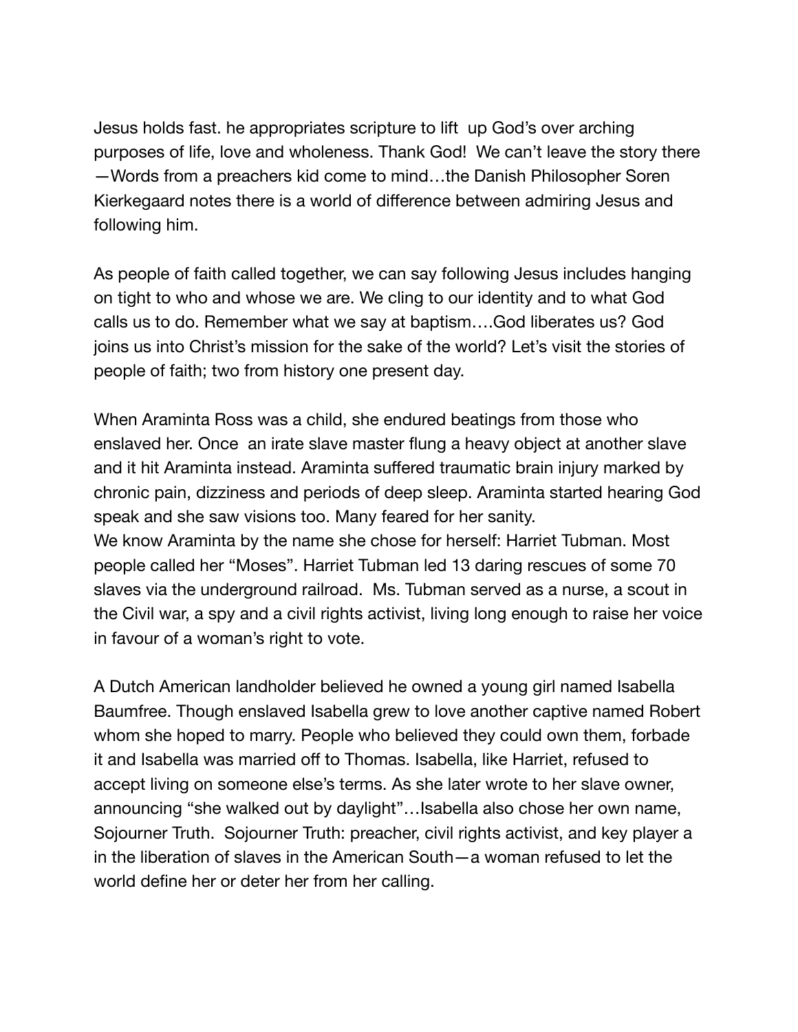Jesus holds fast. he appropriates scripture to lift up God's over arching purposes of life, love and wholeness. Thank God! We can't leave the story there —Words from a preachers kid come to mind…the Danish Philosopher Soren Kierkegaard notes there is a world of difference between admiring Jesus and following him.

As people of faith called together, we can say following Jesus includes hanging on tight to who and whose we are. We cling to our identity and to what God calls us to do. Remember what we say at baptism….God liberates us? God joins us into Christ's mission for the sake of the world? Let's visit the stories of people of faith; two from history one present day.

When Araminta Ross was a child, she endured beatings from those who enslaved her. Once an irate slave master flung a heavy object at another slave and it hit Araminta instead. Araminta suffered traumatic brain injury marked by chronic pain, dizziness and periods of deep sleep. Araminta started hearing God speak and she saw visions too. Many feared for her sanity.
We know Araminta by the name she chose for herself: Harriet Tubman. Most people called her "Moses". Harriet Tubman led 13 daring rescues of some 70 slaves via the underground railroad. Ms. Tubman served as a nurse, a scout in the Civil war, a spy and a civil rights activist, living long enough to raise her voice in favour of a woman's right to vote.

A Dutch American landholder believed he owned a young girl named Isabella Baumfree. Though enslaved Isabella grew to love another captive named Robert whom she hoped to marry. People who believed they could own them, forbade it and Isabella was married off to Thomas. Isabella, like Harriet, refused to accept living on someone else's terms. As she later wrote to her slave owner, announcing "she walked out by daylight"…Isabella also chose her own name, Sojourner Truth. Sojourner Truth: preacher, civil rights activist, and key player a in the liberation of slaves in the American South—a woman refused to let the world define her or deter her from her calling.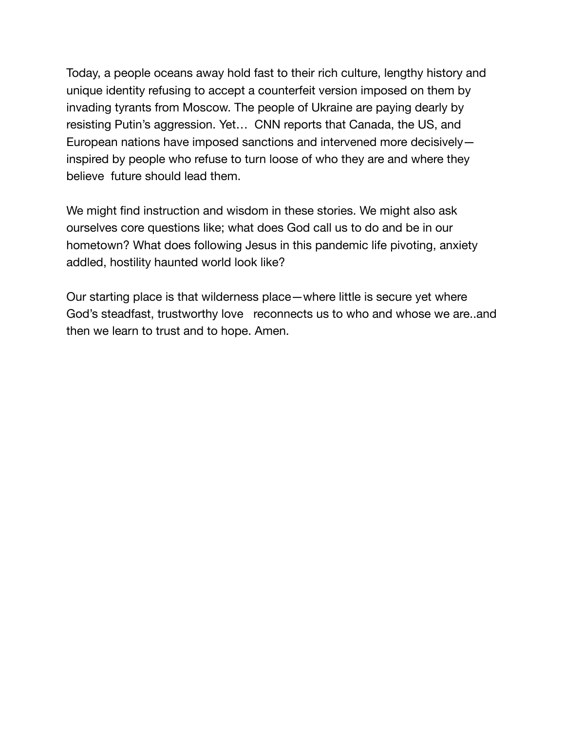Today, a people oceans away hold fast to their rich culture, lengthy history and unique identity refusing to accept a counterfeit version imposed on them by invading tyrants from Moscow. The people of Ukraine are paying dearly by resisting Putin's aggression. Yet… CNN reports that Canada, the US, and European nations have imposed sanctions and intervened more decisively—inspired by people who refuse to turn loose of who they are and where they believe future should lead them.

We might find instruction and wisdom in these stories. We might also ask ourselves core questions like; what does God call us to do and be in our hometown? What does following Jesus in this pandemic life pivoting, anxiety addled, hostility haunted world look like?

Our starting place is that wilderness place—where little is secure yet where God's steadfast, trustworthy love reconnects us to who and whose we are..and then we learn to trust and to hope. Amen.